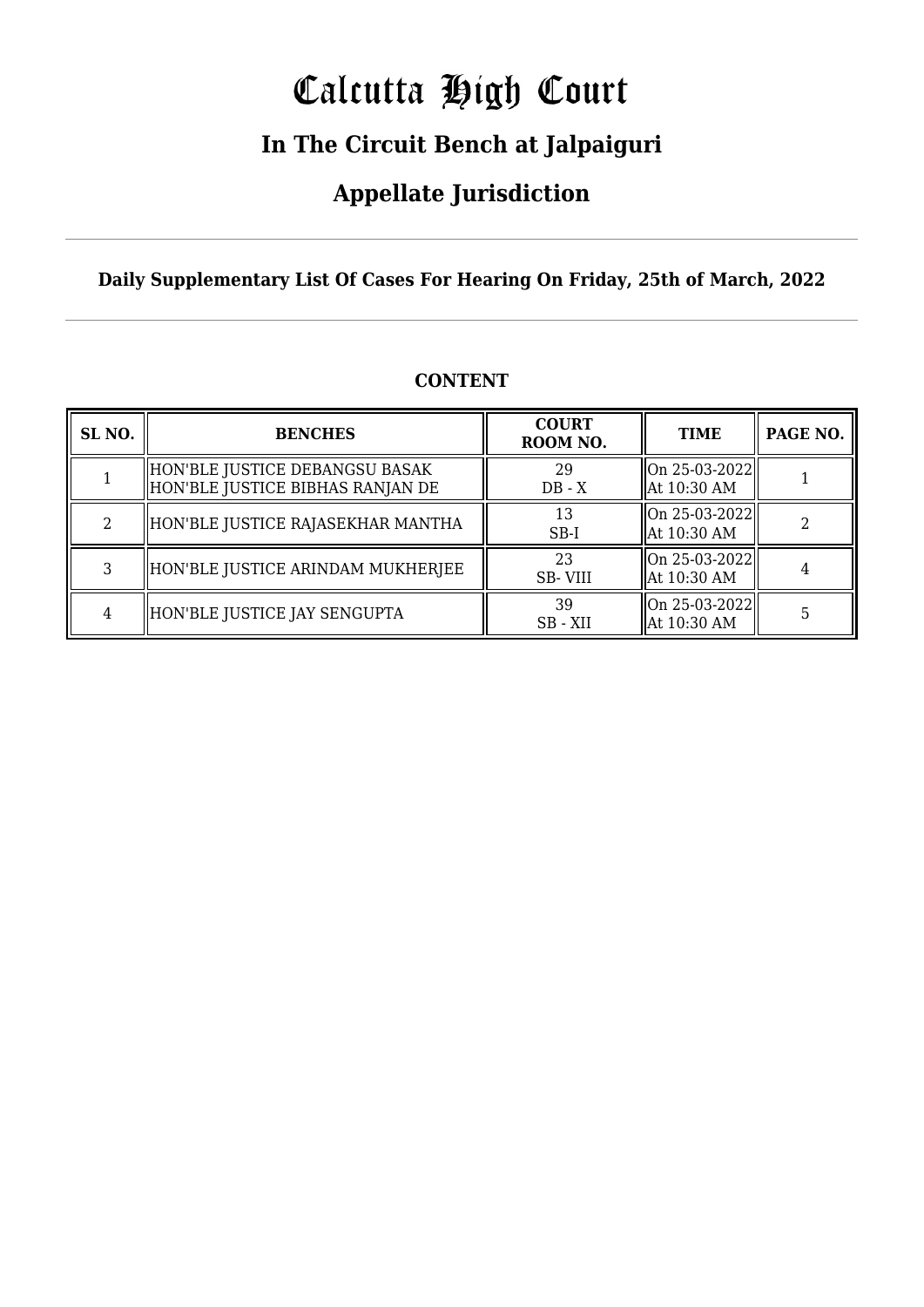# Calcutta High Court

## In The Circuit Bench at Jalpaiguri

## Appellate Jurisdiction

**Daily Supplementary List Of Cases For Hearing On Friday, 25th of March, 2022**

### CONTENT

| SL NO. | BENCHES | COURT ROOM NO. | TIME | PAGE NO. |
|---|---|---|---|---|
| 1 | HON'BLE JUSTICE DEBANGSU BASAK<br>HON'BLE JUSTICE BIBHAS RANJAN DE | 29<br>DB - X | On 25-03-2022<br>At 10:30 AM | 1 |
| 2 | HON'BLE JUSTICE RAJASEKHAR MANTHA | 13<br>SB-I | On 25-03-2022<br>At 10:30 AM | 2 |
| 3 | HON'BLE JUSTICE ARINDAM MUKHERJEE | 23<br>SB- VIII | On 25-03-2022<br>At 10:30 AM | 4 |
| 4 | HON'BLE JUSTICE JAY SENGUPTA | 39<br>SB - XII | On 25-03-2022<br>At 10:30 AM | 5 |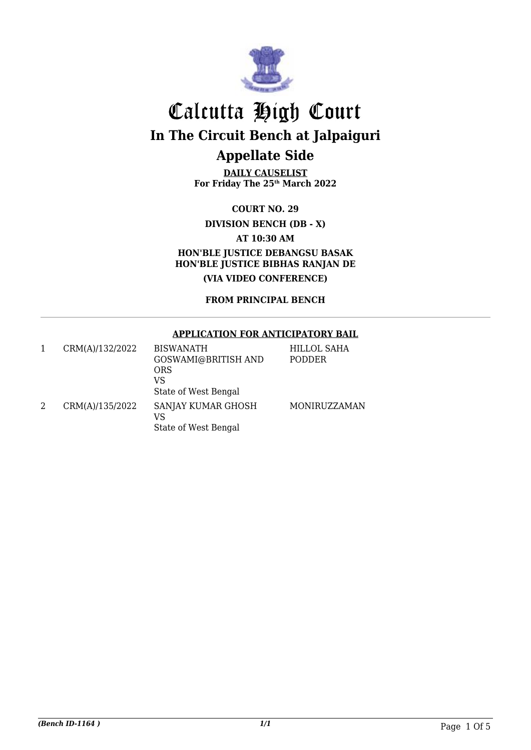# Calcutta High Court

## In The Circuit Bench at Jalpaiguri

## Appellate Side

**DAILY CAUSELIST**
**For Friday The 25th March 2022**

**COURT NO. 29**

**DIVISION BENCH (DB - X)**

**AT 10:30 AM**

**HON'BLE JUSTICE DEBANGSU BASAK**
**HON'BLE JUSTICE BIBHAS RANJAN DE**

**(VIA VIDEO CONFERENCE)**

**FROM PRINCIPAL BENCH**

---

**APPLICATION FOR ANTICIPATORY BAIL**

| | | | |
|---|---|---|---|
| 1 | CRM(A)/132/2022 | BISWANATH GOSWAMI@BRITISH AND ORS<br>VS<br>State of West Bengal | HILLOL SAHA PODDER |
| 2 | CRM(A)/135/2022 | SANJAY KUMAR GHOSH<br>VS<br>State of West Bengal | MONIRUZZAMAN |

*(Bench ID-1164 )* 1/1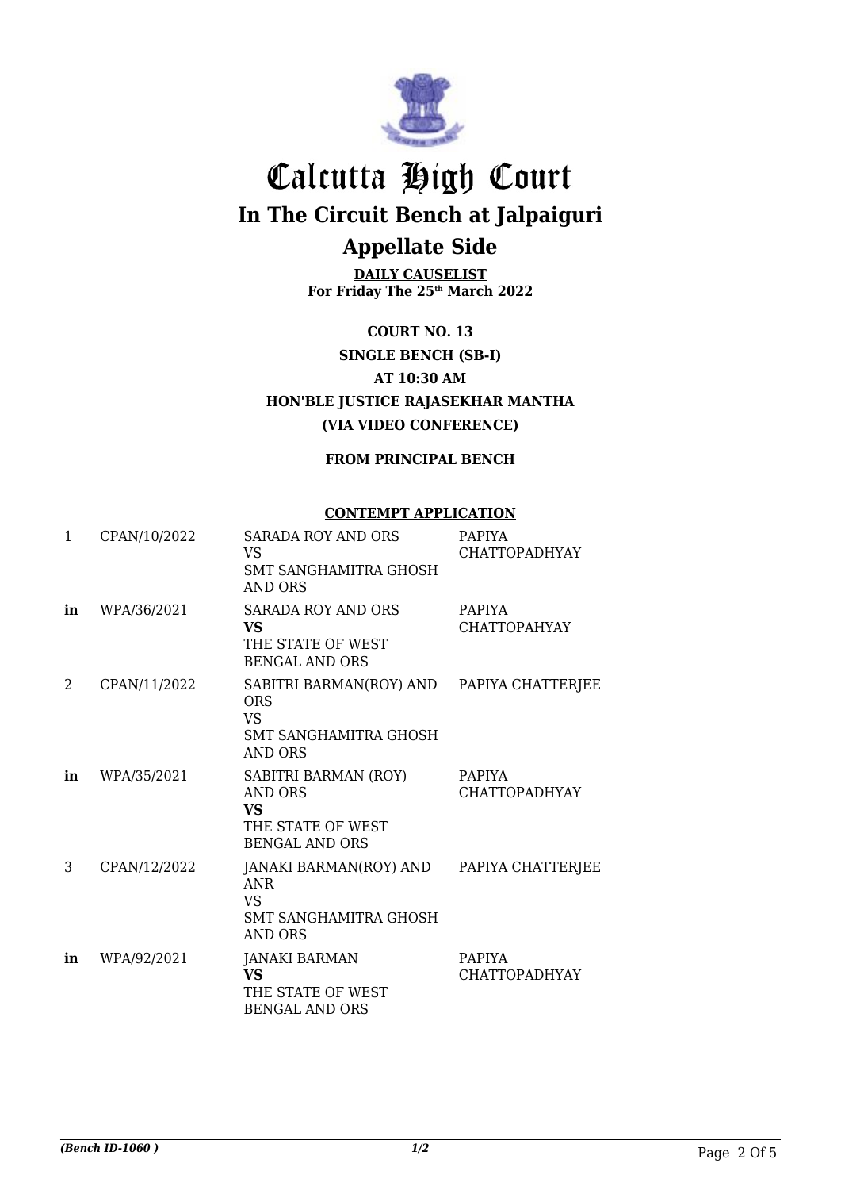# Calcutta High Court

## In The Circuit Bench at Jalpaiguri

## Appellate Side

**DAILY CAUSELIST**
**For Friday The 25th March 2022**

**COURT NO. 13**

**SINGLE BENCH (SB-I)**

**AT 10:30 AM**

**HON'BLE JUSTICE RAJASEKHAR MANTHA**

**(VIA VIDEO CONFERENCE)**

**FROM PRINCIPAL BENCH**

---

**CONTEMPT APPLICATION**

| | | | |
|---|---|---|---|
| 1 | CPAN/10/2022 | SARADA ROY AND ORS<br>VS<br>SMT SANGHAMITRA GHOSH AND ORS | PAPIYA CHATTOPADHYAY |
| **in** | WPA/36/2021 | SARADA ROY AND ORS<br>**VS**<br>THE STATE OF WEST BENGAL AND ORS | PAPIYA CHATTOPAHYAY |
| 2 | CPAN/11/2022 | SABITRI BARMAN(ROY) AND ORS<br>VS<br>SMT SANGHAMITRA GHOSH AND ORS | PAPIYA CHATTERJEE |
| **in** | WPA/35/2021 | SABITRI BARMAN (ROY) AND ORS<br>**VS**<br>THE STATE OF WEST BENGAL AND ORS | PAPIYA CHATTOPADHYAY |
| 3 | CPAN/12/2022 | JANAKI BARMAN(ROY) AND ANR<br>VS<br>SMT SANGHAMITRA GHOSH AND ORS | PAPIYA CHATTERJEE |
| **in** | WPA/92/2021 | JANAKI BARMAN<br>**VS**<br>THE STATE OF WEST BENGAL AND ORS | PAPIYA CHATTOPADHYAY |

*(Bench ID-1060 )* *1/2*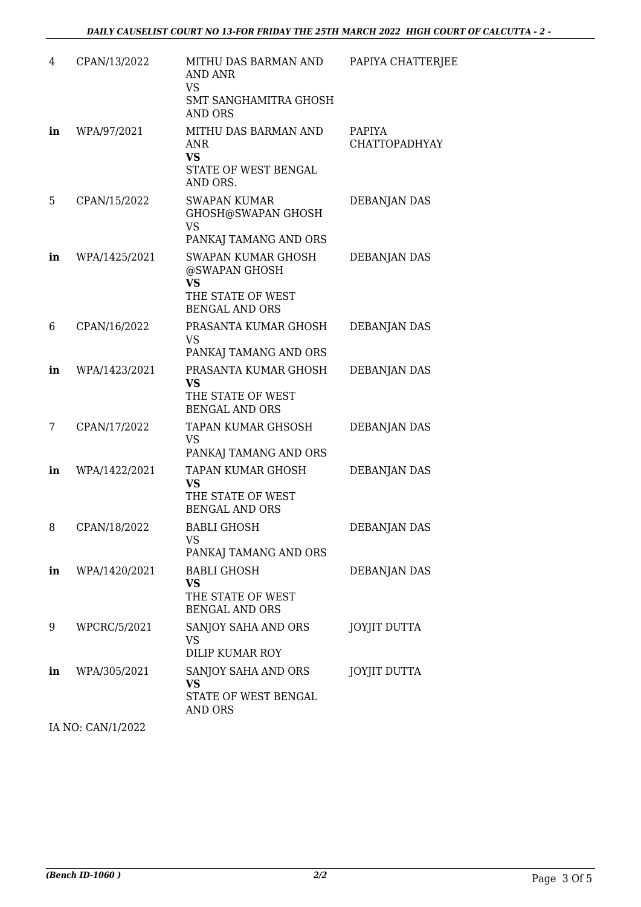| | | | |
|---|---|---|---|
| 4 | CPAN/13/2022 | MITHU DAS BARMAN AND AND ANR<br>VS<br>SMT SANGHAMITRA GHOSH AND ORS | PAPIYA CHATTERJEE |
| in | WPA/97/2021 | MITHU DAS BARMAN AND ANR<br>**VS**<br>STATE OF WEST BENGAL AND ORS. | PAPIYA CHATTOPADHYAY |
| 5 | CPAN/15/2022 | SWAPAN KUMAR GHOSH@SWAPAN GHOSH<br>VS<br>PANKAJ TAMANG AND ORS | DEBANJAN DAS |
| in | WPA/1425/2021 | SWAPAN KUMAR GHOSH @SWAPAN GHOSH<br>**VS**<br>THE STATE OF WEST BENGAL AND ORS | DEBANJAN DAS |
| 6 | CPAN/16/2022 | PRASANTA KUMAR GHOSH<br>VS<br>PANKAJ TAMANG AND ORS | DEBANJAN DAS |
| in | WPA/1423/2021 | PRASANTA KUMAR GHOSH<br>**VS**<br>THE STATE OF WEST BENGAL AND ORS | DEBANJAN DAS |
| 7 | CPAN/17/2022 | TAPAN KUMAR GHSOSH<br>VS<br>PANKAJ TAMANG AND ORS | DEBANJAN DAS |
| in | WPA/1422/2021 | TAPAN KUMAR GHOSH<br>**VS**<br>THE STATE OF WEST BENGAL AND ORS | DEBANJAN DAS |
| 8 | CPAN/18/2022 | BABLI GHOSH<br>VS<br>PANKAJ TAMANG AND ORS | DEBANJAN DAS |
| in | WPA/1420/2021 | BABLI GHOSH<br>**VS**<br>THE STATE OF WEST BENGAL AND ORS | DEBANJAN DAS |
| 9 | WPCRC/5/2021 | SANJOY SAHA AND ORS<br>VS<br>DILIP KUMAR ROY | JOYJIT DUTTA |
| in | WPA/305/2021 | SANJOY SAHA AND ORS<br>**VS**<br>STATE OF WEST BENGAL AND ORS | JOYJIT DUTTA |

IA NO: CAN/1/2022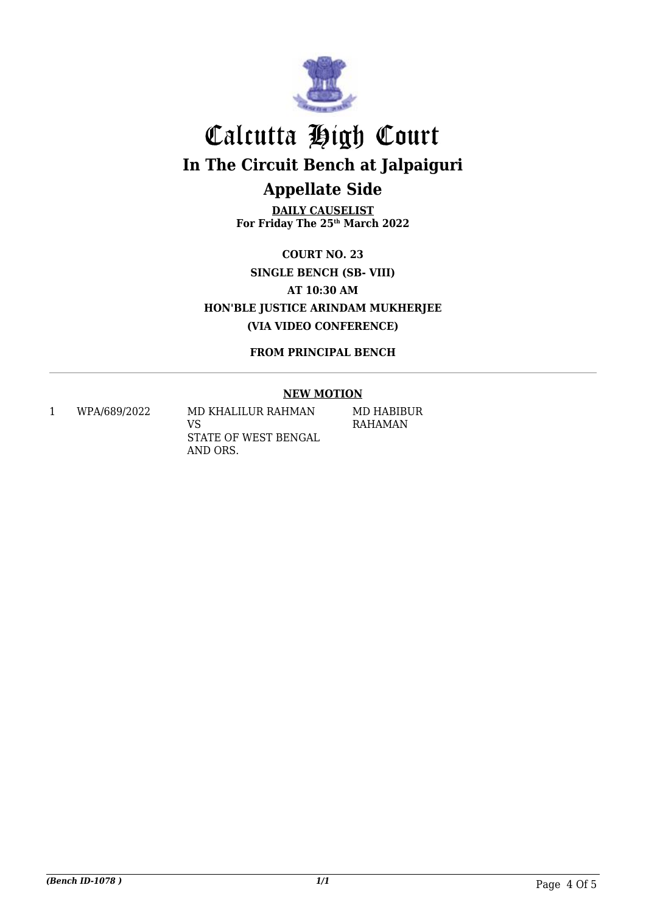# Calcutta High Court

## In The Circuit Bench at Jalpaiguri

## Appellate Side

**DAILY CAUSELIST**
**For Friday The 25th March 2022**

**COURT NO. 23**
**SINGLE BENCH (SB- VIII)**
**AT 10:30 AM**
**HON'BLE JUSTICE ARINDAM MUKHERJEE**
**(VIA VIDEO CONFERENCE)**

**FROM PRINCIPAL BENCH**

**NEW MOTION**

| | | | |
|---|---|---|---|
| 1 | WPA/689/2022 | MD KHALILUR RAHMAN<br>VS<br>STATE OF WEST BENGAL AND ORS. | MD HABIBUR RAHAMAN |

*(Bench ID-1078 )*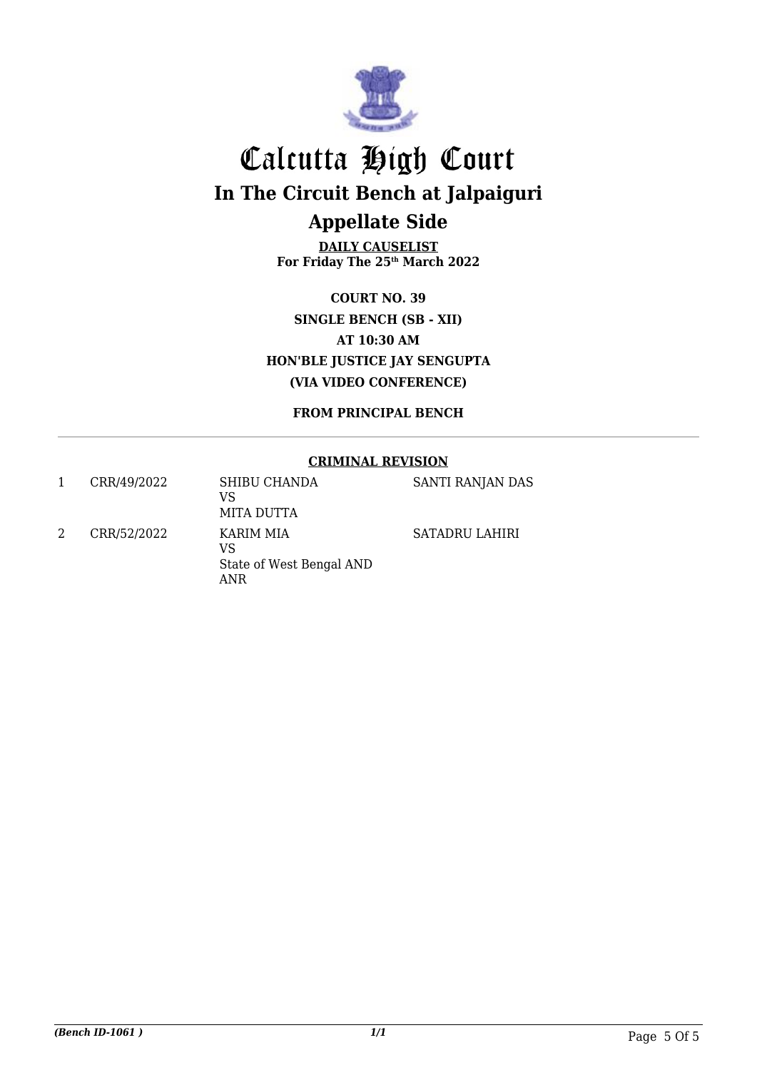# Calcutta High Court

## In The Circuit Bench at Jalpaiguri

## Appellate Side

**DAILY CAUSELIST**
**For Friday The 25th March 2022**

**COURT NO. 39**
**SINGLE BENCH (SB - XII)**
**AT 10:30 AM**
**HON'BLE JUSTICE JAY SENGUPTA**
**(VIA VIDEO CONFERENCE)**

**FROM PRINCIPAL BENCH**

**CRIMINAL REVISION**

| | | | |
|---|---|---|---|
| 1 | CRR/49/2022 | SHIBU CHANDA<br>VS<br>MITA DUTTA | SANTI RANJAN DAS |
| 2 | CRR/52/2022 | KARIM MIA<br>VS<br>State of West Bengal AND ANR | SATADRU LAHIRI |